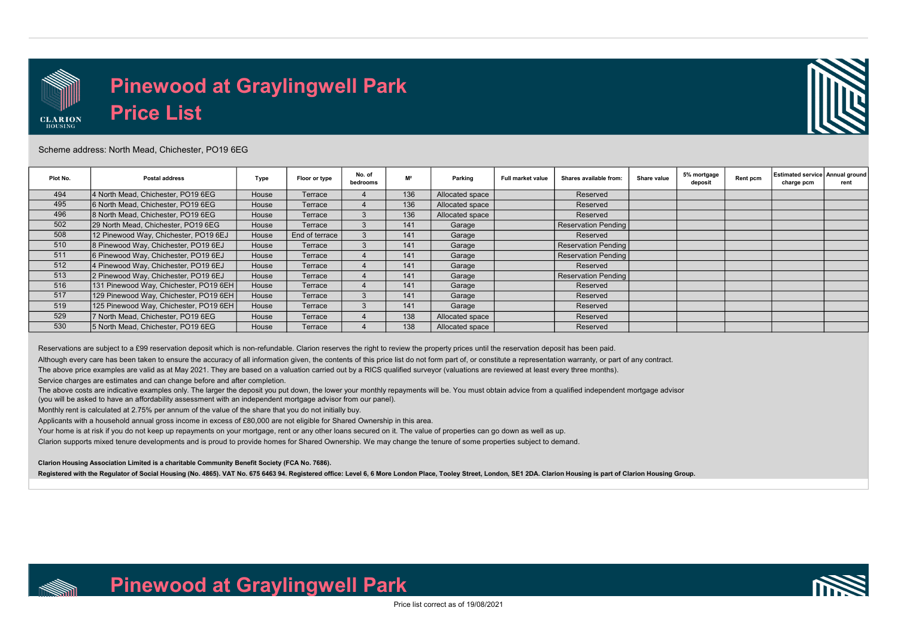# Pinewood at Graylingwell Park
# Price List

Scheme address: North Mead, Chichester, PO19 6EG

| Plot No. | Postal address | Type | Floor or type | No. of bedrooms | M² | Parking | Full market value | Shares available from: | Share value | 5% mortgage deposit | Rent pcm | Estimated service charge pcm | Annual ground rent |
|---|---|---|---|---|---|---|---|---|---|---|---|---|---|
| 494 | 4 North Mead, Chichester, PO19 6EG | House | Terrace | 4 | 136 | Allocated space | | Reserved | | | | | |
| 495 | 6 North Mead, Chichester, PO19 6EG | House | Terrace | 4 | 136 | Allocated space | | Reserved | | | | | |
| 496 | 8 North Mead, Chichester, PO19 6EG | House | Terrace | 3 | 136 | Allocated space | | Reserved | | | | | |
| 502 | 29 North Mead, Chichester, PO19 6EG | House | Terrace | 3 | 141 | Garage | | Reservation Pending | | | | | |
| 508 | 12 Pinewood Way, Chichester, PO19 6EJ | House | End of terrace | 3 | 141 | Garage | | Reserved | | | | | |
| 510 | 8 Pinewood Way, Chichester, PO19 6EJ | House | Terrace | 3 | 141 | Garage | | Reservation Pending | | | | | |
| 511 | 6 Pinewood Way, Chichester, PO19 6EJ | House | Terrace | 4 | 141 | Garage | | Reservation Pending | | | | | |
| 512 | 4 Pinewood Way, Chichester, PO19 6EJ | House | Terrace | 4 | 141 | Garage | | Reserved | | | | | |
| 513 | 2 Pinewood Way, Chichester, PO19 6EJ | House | Terrace | 4 | 141 | Garage | | Reservation Pending | | | | | |
| 516 | 131 Pinewood Way, Chichester, PO19 6EH | House | Terrace | 4 | 141 | Garage | | Reserved | | | | | |
| 517 | 129 Pinewood Way, Chichester, PO19 6EH | House | Terrace | 3 | 141 | Garage | | Reserved | | | | | |
| 519 | 125 Pinewood Way, Chichester, PO19 6EH | House | Terrace | 3 | 141 | Garage | | Reserved | | | | | |
| 529 | 7 North Mead, Chichester, PO19 6EG | House | Terrace | 4 | 138 | Allocated space | | Reserved | | | | | |
| 530 | 5 North Mead, Chichester, PO19 6EG | House | Terrace | 4 | 138 | Allocated space | | Reserved | | | | | |

Reservations are subject to a £99 reservation deposit which is non-refundable. Clarion reserves the right to review the property prices until the reservation deposit has been paid.

Although every care has been taken to ensure the accuracy of all information given, the contents of this price list do not form part of, or constitute a representation warranty, or part of any contract.

The above price examples are valid as at May 2021. They are based on a valuation carried out by a RICS qualified surveyor (valuations are reviewed at least every three months).

Service charges are estimates and can change before and after completion.

The above costs are indicative examples only. The larger the deposit you put down, the lower your monthly repayments will be. You must obtain advice from a qualified independent mortgage advisor (you will be asked to have an affordability assessment with an independent mortgage advisor from our panel).

Monthly rent is calculated at 2.75% per annum of the value of the share that you do not initially buy.

Applicants with a household annual gross income in excess of £80,000 are not eligible for Shared Ownership in this area.

Your home is at risk if you do not keep up repayments on your mortgage, rent or any other loans secured on it. The value of properties can go down as well as up.

Clarion supports mixed tenure developments and is proud to provide homes for Shared Ownership. We may change the tenure of some properties subject to demand.

**Clarion Housing Association Limited is a charitable Community Benefit Society (FCA No. 7686).**

**Registered with the Regulator of Social Housing (No. 4865). VAT No. 675 6463 94. Registered office: Level 6, 6 More London Place, Tooley Street, London, SE1 2DA. Clarion Housing is part of Clarion Housing Group.**

Price list correct as of 19/08/2021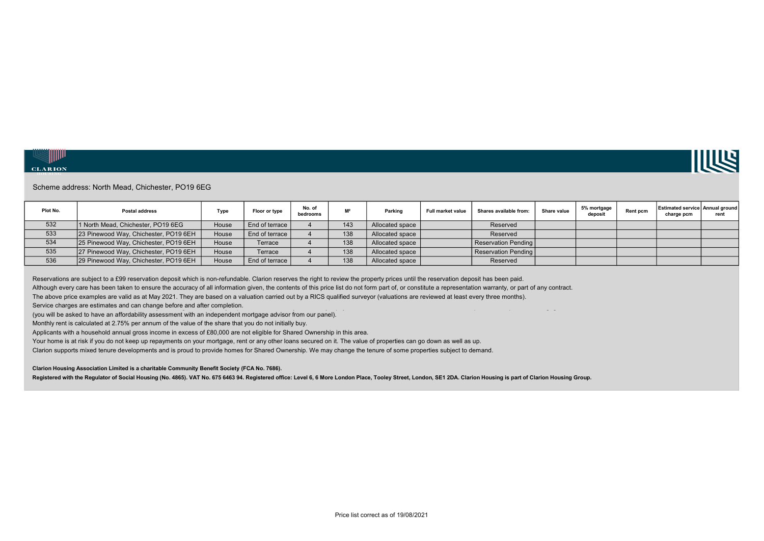CLARION HOUSING

Scheme address: North Mead, Chichester, PO19 6EG

| Plot No. | Postal address | Type | Floor or type | No. of bedrooms | M² | Parking | Full market value | Shares available from: | Share value | 5% mortgage deposit | Rent pcm | Estimated service charge pcm | Annual ground rent |
|---|---|---|---|---|---|---|---|---|---|---|---|---|---|
| 532 | 1 North Mead, Chichester, PO19 6EG | House | End of terrace | 4 | 143 | Allocated space | | Reserved | | | | | |
| 533 | 23 Pinewood Way, Chichester, PO19 6EH | House | End of terrace | 4 | 138 | Allocated space | | Reserved | | | | | |
| 534 | 25 Pinewood Way, Chichester, PO19 6EH | House | Terrace | 4 | 138 | Allocated space | | Reservation Pending | | | | | |
| 535 | 27 Pinewood Way, Chichester, PO19 6EH | House | Terrace | 4 | 138 | Allocated space | | Reservation Pending | | | | | |
| 536 | 29 Pinewood Way, Chichester, PO19 6EH | House | End of terrace | 4 | 138 | Allocated space | | Reserved | | | | | |

Reservations are subject to a £99 reservation deposit which is non-refundable. Clarion reserves the right to review the property prices until the reservation deposit has been paid.

Although every care has been taken to ensure the accuracy of all information given, the contents of this price list do not form part of, or constitute a representation warranty, or part of any contract.

The above price examples are valid as at May 2021. They are based on a valuation carried out by a RICS qualified surveyor (valuations are reviewed at least every three months).

Service charges are estimates and can change before and after completion.

(you will be asked to have an affordability assessment with an independent mortgage advisor from our panel).

Monthly rent is calculated at 2.75% per annum of the value of the share that you do not initially buy.

Applicants with a household annual gross income in excess of £80,000 are not eligible for Shared Ownership in this area.

Your home is at risk if you do not keep up repayments on your mortgage, rent or any other loans secured on it. The value of properties can go down as well as up.

Clarion supports mixed tenure developments and is proud to provide homes for Shared Ownership. We may change the tenure of some properties subject to demand.

**Clarion Housing Association Limited is a charitable Community Benefit Society (FCA No. 7686).**

**Registered with the Regulator of Social Housing (No. 4865). VAT No. 675 6463 94. Registered office: Level 6, 6 More London Place, Tooley Street, London, SE1 2DA. Clarion Housing is part of Clarion Housing Group.**

Price list correct as of 19/08/2021